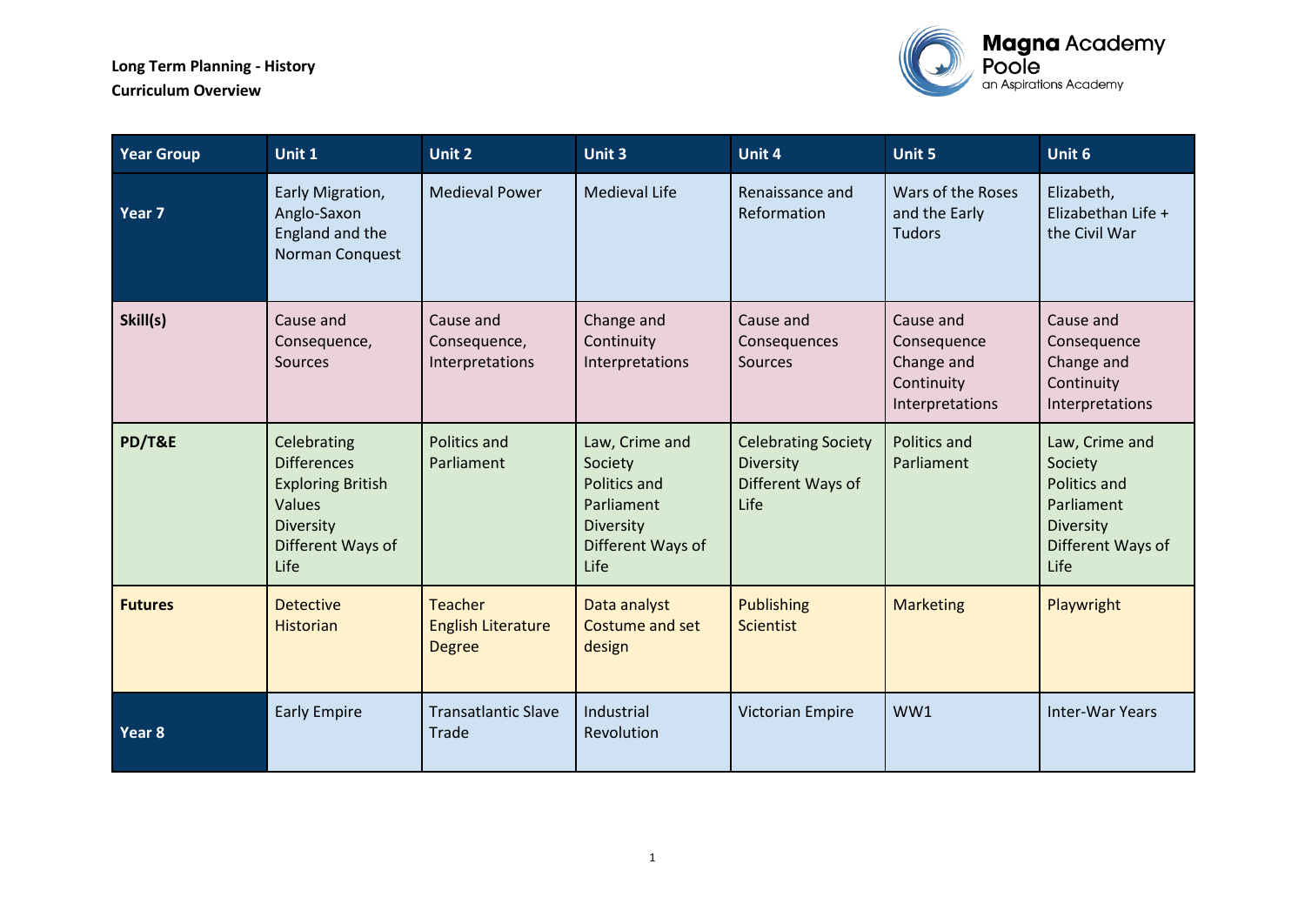**Long Term Planning - History**
**Curriculum Overview**

Magna Academy Poole
an Aspirations Academy

| Year Group | Unit 1 | Unit 2 | Unit 3 | Unit 4 | Unit 5 | Unit 6 |
|---|---|---|---|---|---|---|
| **Year 7** | Early Migration, Anglo-Saxon England and the Norman Conquest | Medieval Power | Medieval Life | Renaissance and Reformation | Wars of the Roses and the Early Tudors | Elizabeth, Elizabethan Life + the Civil War |
| **Skill(s)** | Cause and Consequence, Sources | Cause and Consequence, Interpretations | Change and Continuity Interpretations | Cause and Consequences Sources | Cause and Consequence Change and Continuity Interpretations | Cause and Consequence Change and Continuity Interpretations |
| **PD/T&E** | Celebrating Differences Exploring British Values Diversity Different Ways of Life | Politics and Parliament | Law, Crime and Society Politics and Parliament Diversity Different Ways of Life | Celebrating Society Diversity Different Ways of Life | Politics and Parliament | Law, Crime and Society Politics and Parliament Diversity Different Ways of Life |
| **Futures** | Detective Historian | Teacher English Literature Degree | Data analyst Costume and set design | Publishing Scientist | Marketing | Playwright |
| **Year 8** | Early Empire | Transatlantic Slave Trade | Industrial Revolution | Victorian Empire | WW1 | Inter-War Years |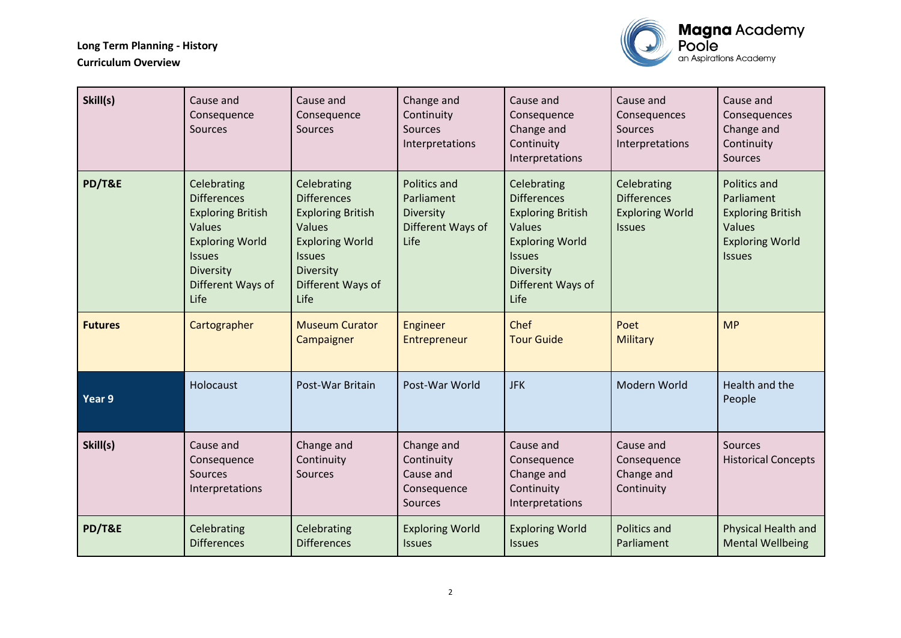**Long Term Planning - History**
**Curriculum Overview**

| **Skill(s)** | Cause and Consequence<br>Sources | Cause and Consequence<br>Sources | Change and Continuity<br>Sources<br>Interpretations | Cause and Consequence<br>Change and Continuity<br>Interpretations | Cause and Consequences<br>Sources<br>Interpretations | Cause and Consequences<br>Change and Continuity<br>Sources |
|---|---|---|---|---|---|---|
| **PD/T&E** | Celebrating Differences<br>Exploring British Values<br>Exploring World Issues<br>Diversity<br>Different Ways of Life | Celebrating Differences<br>Exploring British Values<br>Exploring World Issues<br>Diversity<br>Different Ways of Life | Politics and Parliament<br>Diversity<br>Different Ways of Life | Celebrating Differences<br>Exploring British Values<br>Exploring World Issues<br>Diversity<br>Different Ways of Life | Celebrating Differences<br>Exploring World Issues | Politics and Parliament<br>Exploring British Values<br>Exploring World Issues |
| **Futures** | Cartographer | Museum Curator<br>Campaigner | Engineer<br>Entrepreneur | Chef<br>Tour Guide | Poet<br>Military | MP |
| **Year 9** | Holocaust | Post-War Britain | Post-War World | JFK | Modern World | Health and the People |
| **Skill(s)** | Cause and Consequence<br>Sources<br>Interpretations | Change and Continuity<br>Sources | Change and Continuity<br>Cause and Consequence<br>Sources | Cause and Consequence<br>Change and Continuity<br>Interpretations | Cause and Consequence<br>Change and Continuity | Sources<br>Historical Concepts |
| **PD/T&E** | Celebrating Differences | Celebrating Differences | Exploring World Issues | Exploring World Issues | Politics and Parliament | Physical Health and Mental Wellbeing |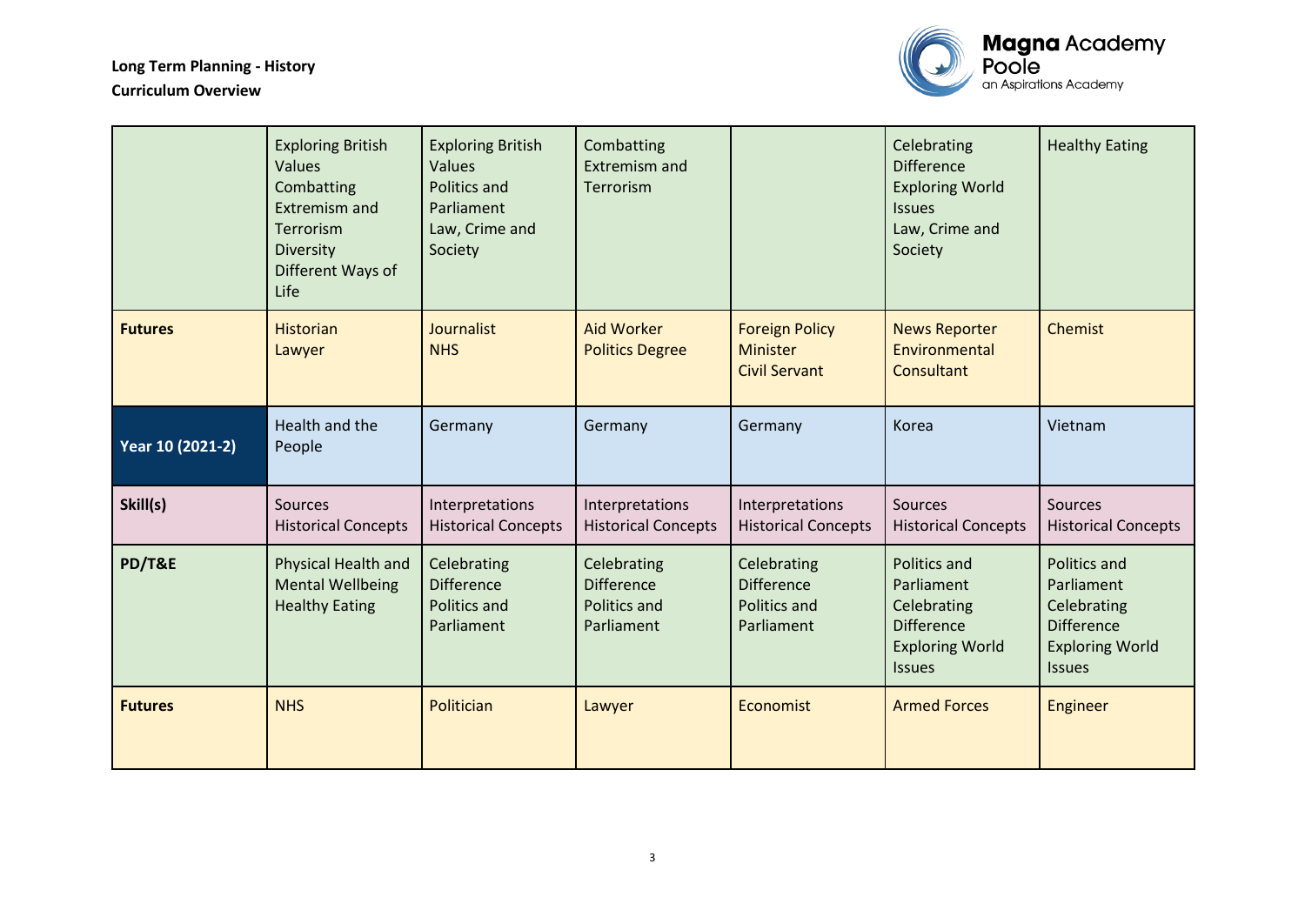**Long Term Planning - History**
**Curriculum Overview**

Magna Academy Poole
an Aspirations Academy

| | | | | | | |
|---|---|---|---|---|---|---|
| | Exploring British Values<br>Combatting Extremism and Terrorism<br>Diversity<br>Different Ways of Life | Exploring British Values<br>Politics and Parliament<br>Law, Crime and Society | Combatting Extremism and Terrorism | | Celebrating Difference<br>Exploring World Issues<br>Law, Crime and Society | Healthy Eating |
| **Futures** | Historian<br>Lawyer | Journalist<br>NHS | Aid Worker<br>Politics Degree | Foreign Policy Minister<br>Civil Servant | News Reporter<br>Environmental Consultant | Chemist |
| **Year 10 (2021-2)** | Health and the People | Germany | Germany | Germany | Korea | Vietnam |
| **Skill(s)** | Sources<br>Historical Concepts | Interpretations<br>Historical Concepts | Interpretations<br>Historical Concepts | Interpretations<br>Historical Concepts | Sources<br>Historical Concepts | Sources<br>Historical Concepts |
| **PD/T&E** | Physical Health and Mental Wellbeing<br>Healthy Eating | Celebrating Difference<br>Politics and Parliament | Celebrating Difference<br>Politics and Parliament | Celebrating Difference<br>Politics and Parliament | Politics and Parliament<br>Celebrating Difference<br>Exploring World Issues | Politics and Parliament<br>Celebrating Difference<br>Exploring World Issues |
| **Futures** | NHS | Politician | Lawyer | Economist | Armed Forces | Engineer |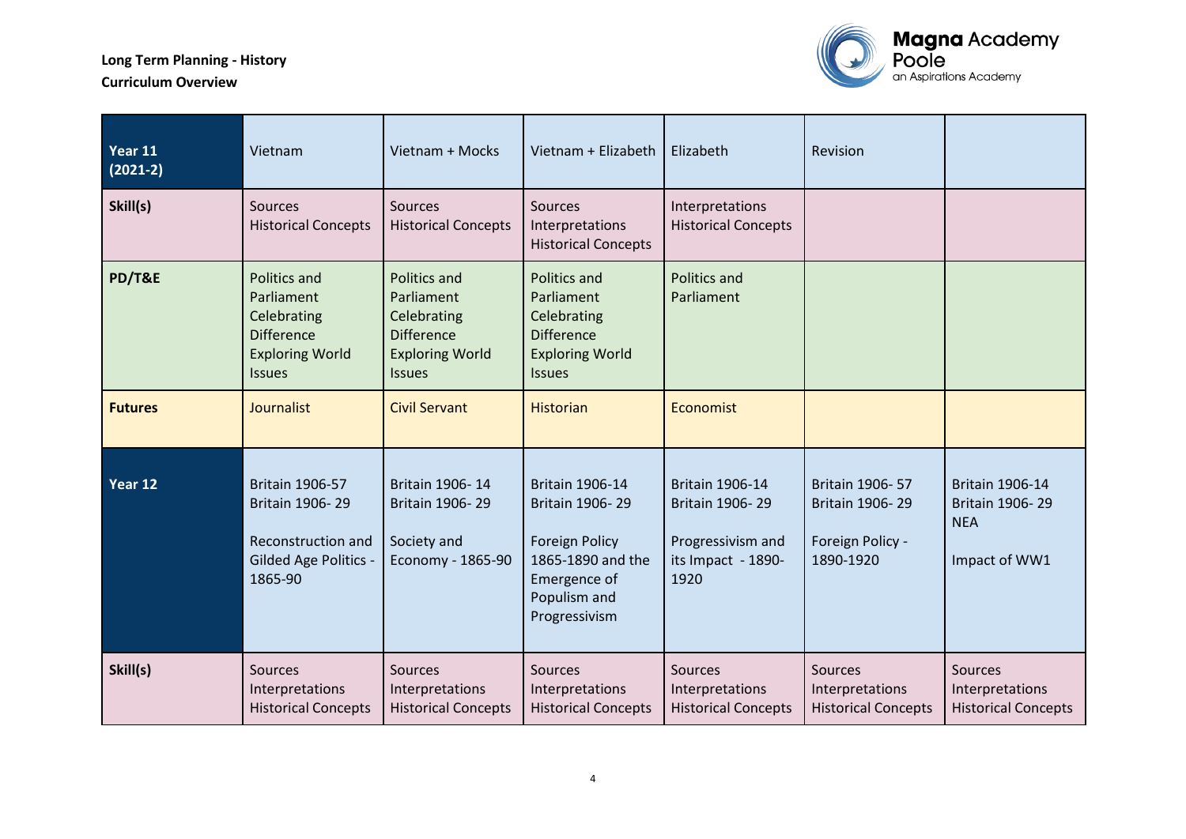**Long Term Planning - History**
**Curriculum Overview**

| **Year 11 (2021-2)** | Vietnam | Vietnam + Mocks | Vietnam + Elizabeth | Elizabeth | Revision | |
|---|---|---|---|---|---|---|
| **Skill(s)** | Sources<br>Historical Concepts | Sources<br>Historical Concepts | Sources<br>Interpretations<br>Historical Concepts | Interpretations<br>Historical Concepts | | |
| **PD/T&E** | Politics and Parliament<br>Celebrating Difference<br>Exploring World Issues | Politics and Parliament<br>Celebrating Difference<br>Exploring World Issues | Politics and Parliament<br>Celebrating Difference<br>Exploring World Issues | Politics and Parliament | | |
| **Futures** | Journalist | Civil Servant | Historian | Economist | | |
| **Year 12** | Britain 1906-57<br>Britain 1906- 29<br><br>Reconstruction and Gilded Age Politics - 1865-90 | Britain 1906- 14<br>Britain 1906- 29<br><br>Society and Economy - 1865-90 | Britain 1906-14<br>Britain 1906- 29<br><br>Foreign Policy 1865-1890 and the Emergence of Populism and Progressivism | Britain 1906-14<br>Britain 1906- 29<br><br>Progressivism and its Impact - 1890-1920 | Britain 1906- 57<br>Britain 1906- 29<br><br>Foreign Policy - 1890-1920 | Britain 1906-14<br>Britain 1906- 29<br>NEA<br><br>Impact of WW1 |
| **Skill(s)** | Sources<br>Interpretations<br>Historical Concepts | Sources<br>Interpretations<br>Historical Concepts | Sources<br>Interpretations<br>Historical Concepts | Sources<br>Interpretations<br>Historical Concepts | Sources<br>Interpretations<br>Historical Concepts | Sources<br>Interpretations<br>Historical Concepts |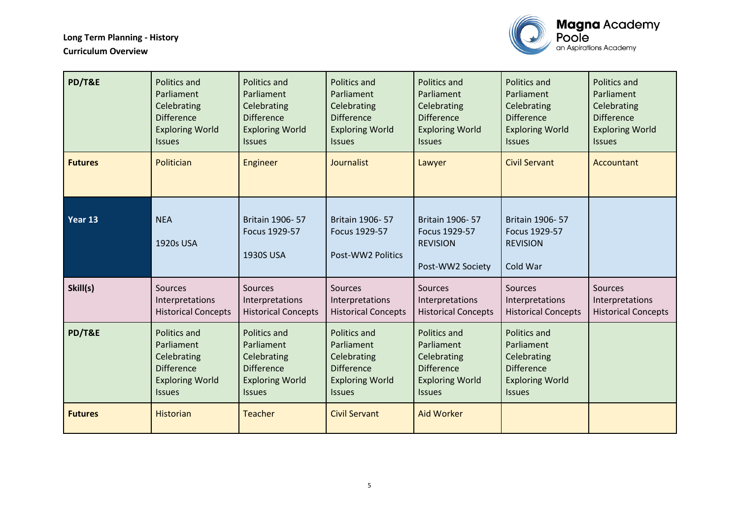**Long Term Planning - History**
**Curriculum Overview**

| | | | | | | |
|---|---|---|---|---|---|---|
| **PD/T&E** | Politics and Parliament Celebrating Difference Exploring World Issues | Politics and Parliament Celebrating Difference Exploring World Issues | Politics and Parliament Celebrating Difference Exploring World Issues | Politics and Parliament Celebrating Difference Exploring World Issues | Politics and Parliament Celebrating Difference Exploring World Issues | Politics and Parliament Celebrating Difference Exploring World Issues |
| **Futures** | Politician | Engineer | Journalist | Lawyer | Civil Servant | Accountant |
| **Year 13** | NEA<br><br>1920s USA | Britain 1906- 57 Focus 1929-57<br><br>1930S USA | Britain 1906- 57 Focus 1929-57<br><br>Post-WW2 Politics | Britain 1906- 57 Focus 1929-57 REVISION<br><br>Post-WW2 Society | Britain 1906- 57 Focus 1929-57 REVISION<br><br>Cold War | |
| **Skill(s)** | Sources Interpretations Historical Concepts | Sources Interpretations Historical Concepts | Sources Interpretations Historical Concepts | Sources Interpretations Historical Concepts | Sources Interpretations Historical Concepts | Sources Interpretations Historical Concepts |
| **PD/T&E** | Politics and Parliament Celebrating Difference Exploring World Issues | Politics and Parliament Celebrating Difference Exploring World Issues | Politics and Parliament Celebrating Difference Exploring World Issues | Politics and Parliament Celebrating Difference Exploring World Issues | Politics and Parliament Celebrating Difference Exploring World Issues | |
| **Futures** | Historian | Teacher | Civil Servant | Aid Worker | | |